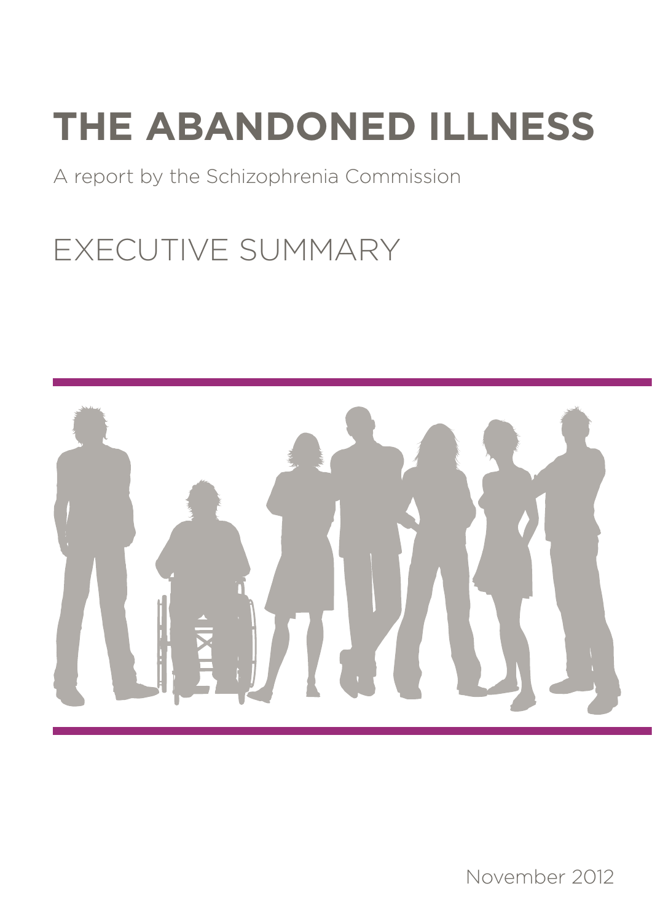# THE ABANDONED ILLNESS

A report by the Schizophrenia Commission

## EXECUTIVE SUMMARY

November 2012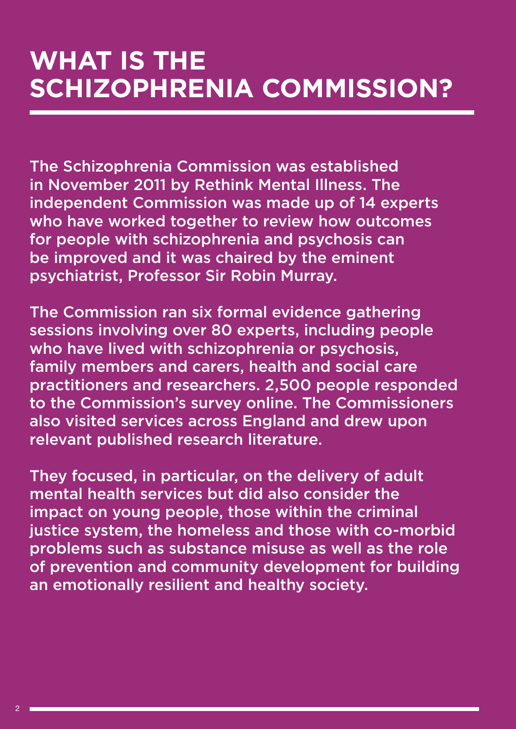# WHAT IS THE SCHIZOPHRENIA COMMISSION?

The Schizophrenia Commission was established in November 2011 by Rethink Mental Illness. The independent Commission was made up of 14 experts who have worked together to review how outcomes for people with schizophrenia and psychosis can be improved and it was chaired by the eminent psychiatrist, Professor Sir Robin Murray.

The Commission ran six formal evidence gathering sessions involving over 80 experts, including people who have lived with schizophrenia or psychosis, family members and carers, health and social care practitioners and researchers. 2,500 people responded to the Commission's survey online. The Commissioners also visited services across England and drew upon relevant published research literature.

They focused, in particular, on the delivery of adult mental health services but did also consider the impact on young people, those within the criminal justice system, the homeless and those with co-morbid problems such as substance misuse as well as the role of prevention and community development for building an emotionally resilient and healthy society.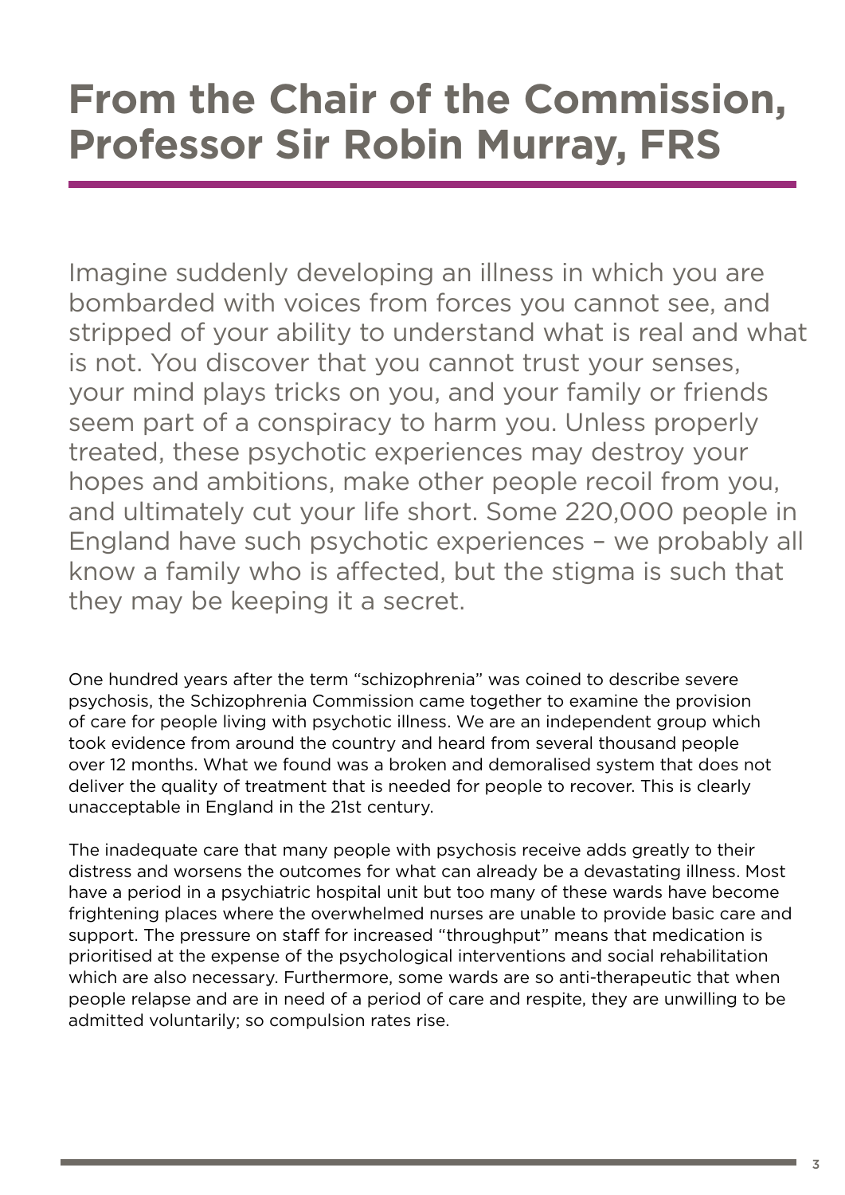# From the Chair of the Commission, Professor Sir Robin Murray, FRS

Imagine suddenly developing an illness in which you are bombarded with voices from forces you cannot see, and stripped of your ability to understand what is real and what is not. You discover that you cannot trust your senses, your mind plays tricks on you, and your family or friends seem part of a conspiracy to harm you. Unless properly treated, these psychotic experiences may destroy your hopes and ambitions, make other people recoil from you, and ultimately cut your life short. Some 220,000 people in England have such psychotic experiences – we probably all know a family who is affected, but the stigma is such that they may be keeping it a secret.

One hundred years after the term "schizophrenia" was coined to describe severe psychosis, the Schizophrenia Commission came together to examine the provision of care for people living with psychotic illness. We are an independent group which took evidence from around the country and heard from several thousand people over 12 months. What we found was a broken and demoralised system that does not deliver the quality of treatment that is needed for people to recover. This is clearly unacceptable in England in the 21st century.

The inadequate care that many people with psychosis receive adds greatly to their distress and worsens the outcomes for what can already be a devastating illness. Most have a period in a psychiatric hospital unit but too many of these wards have become frightening places where the overwhelmed nurses are unable to provide basic care and support. The pressure on staff for increased "throughput" means that medication is prioritised at the expense of the psychological interventions and social rehabilitation which are also necessary. Furthermore, some wards are so anti-therapeutic that when people relapse and are in need of a period of care and respite, they are unwilling to be admitted voluntarily; so compulsion rates rise.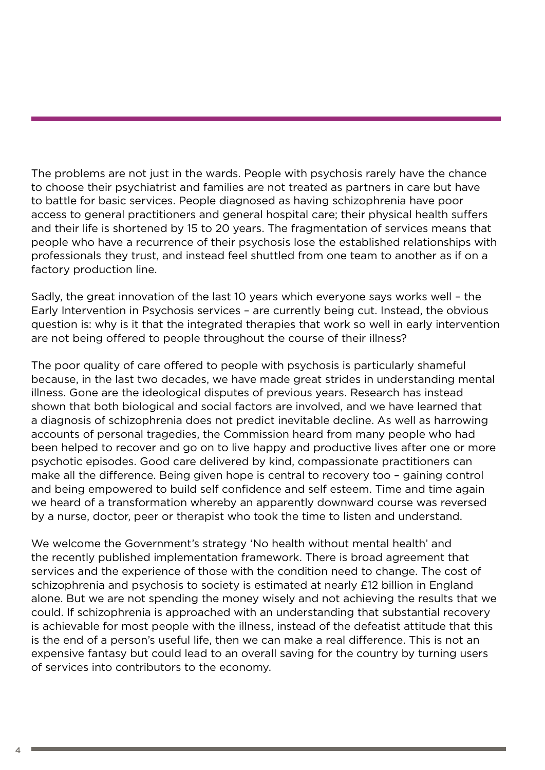The problems are not just in the wards. People with psychosis rarely have the chance to choose their psychiatrist and families are not treated as partners in care but have to battle for basic services. People diagnosed as having schizophrenia have poor access to general practitioners and general hospital care; their physical health suffers and their life is shortened by 15 to 20 years. The fragmentation of services means that people who have a recurrence of their psychosis lose the established relationships with professionals they trust, and instead feel shuttled from one team to another as if on a factory production line.

Sadly, the great innovation of the last 10 years which everyone says works well – the Early Intervention in Psychosis services – are currently being cut. Instead, the obvious question is: why is it that the integrated therapies that work so well in early intervention are not being offered to people throughout the course of their illness?

The poor quality of care offered to people with psychosis is particularly shameful because, in the last two decades, we have made great strides in understanding mental illness. Gone are the ideological disputes of previous years. Research has instead shown that both biological and social factors are involved, and we have learned that a diagnosis of schizophrenia does not predict inevitable decline. As well as harrowing accounts of personal tragedies, the Commission heard from many people who had been helped to recover and go on to live happy and productive lives after one or more psychotic episodes. Good care delivered by kind, compassionate practitioners can make all the difference. Being given hope is central to recovery too – gaining control and being empowered to build self confidence and self esteem. Time and time again we heard of a transformation whereby an apparently downward course was reversed by a nurse, doctor, peer or therapist who took the time to listen and understand.

We welcome the Government's strategy 'No health without mental health' and the recently published implementation framework. There is broad agreement that services and the experience of those with the condition need to change. The cost of schizophrenia and psychosis to society is estimated at nearly £12 billion in England alone. But we are not spending the money wisely and not achieving the results that we could. If schizophrenia is approached with an understanding that substantial recovery is achievable for most people with the illness, instead of the defeatist attitude that this is the end of a person's useful life, then we can make a real difference. This is not an expensive fantasy but could lead to an overall saving for the country by turning users of services into contributors to the economy.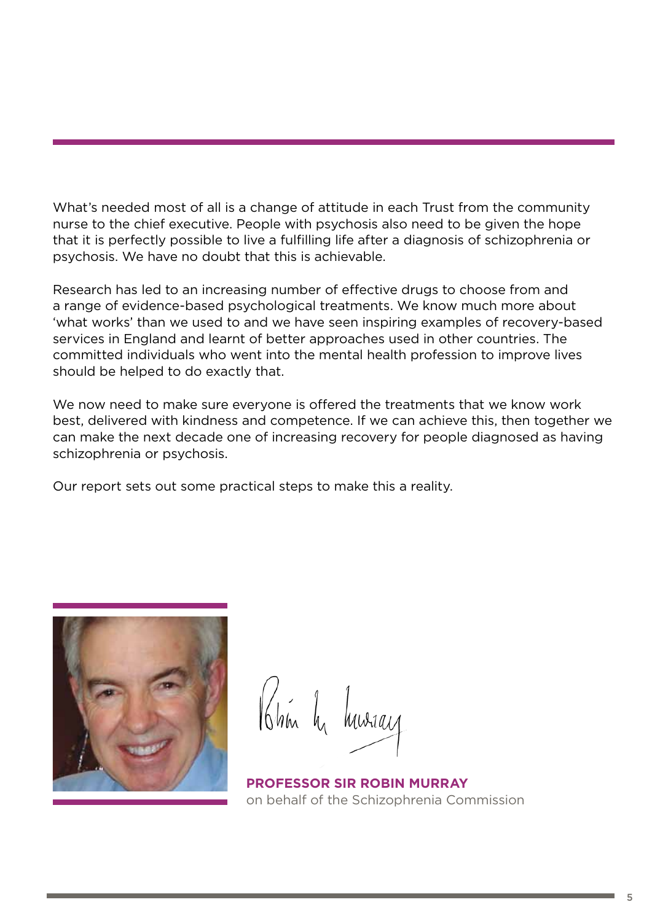What's needed most of all is a change of attitude in each Trust from the community nurse to the chief executive. People with psychosis also need to be given the hope that it is perfectly possible to live a fulfilling life after a diagnosis of schizophrenia or psychosis. We have no doubt that this is achievable.

Research has led to an increasing number of effective drugs to choose from and a range of evidence-based psychological treatments. We know much more about 'what works' than we used to and we have seen inspiring examples of recovery-based services in England and learnt of better approaches used in other countries. The committed individuals who went into the mental health profession to improve lives should be helped to do exactly that.

We now need to make sure everyone is offered the treatments that we know work best, delivered with kindness and competence. If we can achieve this, then together we can make the next decade one of increasing recovery for people diagnosed as having schizophrenia or psychosis.

Our report sets out some practical steps to make this a reality.

**PROFESSOR SIR ROBIN MURRAY**
on behalf of the Schizophrenia Commission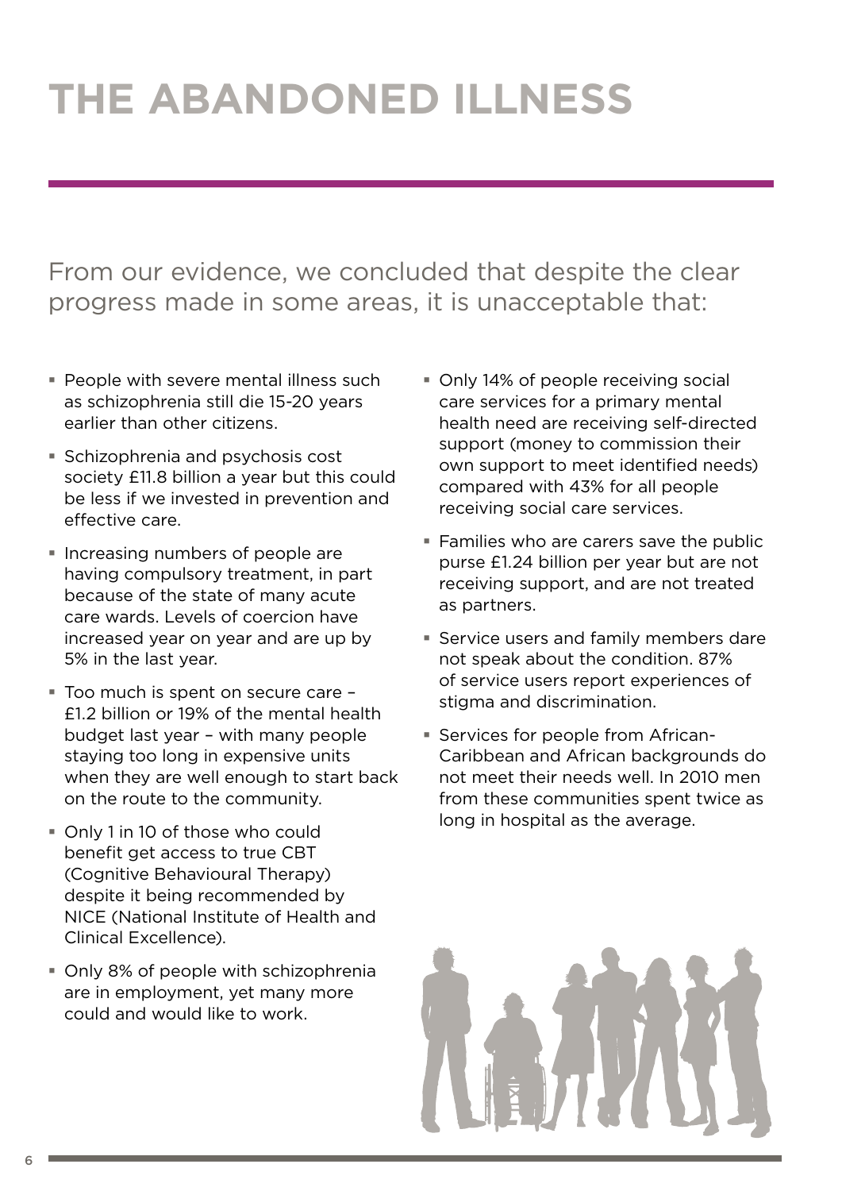# THE ABANDONED ILLNESS

From our evidence, we concluded that despite the clear progress made in some areas, it is unacceptable that:

- People with severe mental illness such as schizophrenia still die 15-20 years earlier than other citizens.
- Schizophrenia and psychosis cost society £11.8 billion a year but this could be less if we invested in prevention and effective care.
- Increasing numbers of people are having compulsory treatment, in part because of the state of many acute care wards. Levels of coercion have increased year on year and are up by 5% in the last year.
- Too much is spent on secure care – £1.2 billion or 19% of the mental health budget last year – with many people staying too long in expensive units when they are well enough to start back on the route to the community.
- Only 1 in 10 of those who could benefit get access to true CBT (Cognitive Behavioural Therapy) despite it being recommended by NICE (National Institute of Health and Clinical Excellence).
- Only 8% of people with schizophrenia are in employment, yet many more could and would like to work.
- Only 14% of people receiving social care services for a primary mental health need are receiving self-directed support (money to commission their own support to meet identified needs) compared with 43% for all people receiving social care services.
- Families who are carers save the public purse £1.24 billion per year but are not receiving support, and are not treated as partners.
- Service users and family members dare not speak about the condition. 87% of service users report experiences of stigma and discrimination.
- Services for people from African-Caribbean and African backgrounds do not meet their needs well. In 2010 men from these communities spent twice as long in hospital as the average.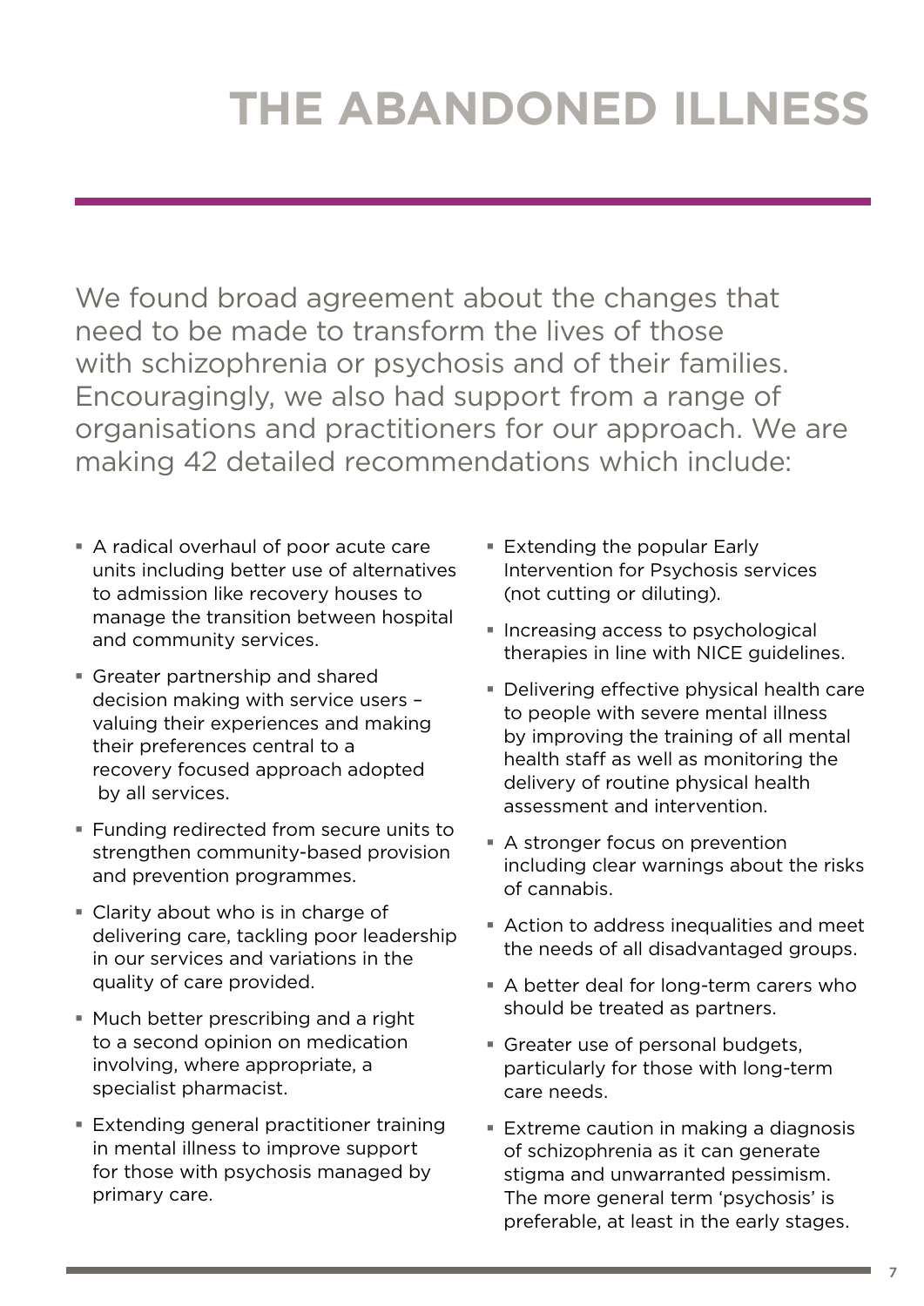# THE ABANDONED ILLNESS

We found broad agreement about the changes that need to be made to transform the lives of those with schizophrenia or psychosis and of their families. Encouragingly, we also had support from a range of organisations and practitioners for our approach. We are making 42 detailed recommendations which include:

- A radical overhaul of poor acute care units including better use of alternatives to admission like recovery houses to manage the transition between hospital and community services.
- Greater partnership and shared decision making with service users – valuing their experiences and making their preferences central to a recovery focused approach adopted by all services.
- Funding redirected from secure units to strengthen community-based provision and prevention programmes.
- Clarity about who is in charge of delivering care, tackling poor leadership in our services and variations in the quality of care provided.
- Much better prescribing and a right to a second opinion on medication involving, where appropriate, a specialist pharmacist.
- Extending general practitioner training in mental illness to improve support for those with psychosis managed by primary care.
- Extending the popular Early Intervention for Psychosis services (not cutting or diluting).
- Increasing access to psychological therapies in line with NICE guidelines.
- Delivering effective physical health care to people with severe mental illness by improving the training of all mental health staff as well as monitoring the delivery of routine physical health assessment and intervention.
- A stronger focus on prevention including clear warnings about the risks of cannabis.
- Action to address inequalities and meet the needs of all disadvantaged groups.
- A better deal for long-term carers who should be treated as partners.
- Greater use of personal budgets, particularly for those with long-term care needs.
- Extreme caution in making a diagnosis of schizophrenia as it can generate stigma and unwarranted pessimism. The more general term 'psychosis' is preferable, at least in the early stages.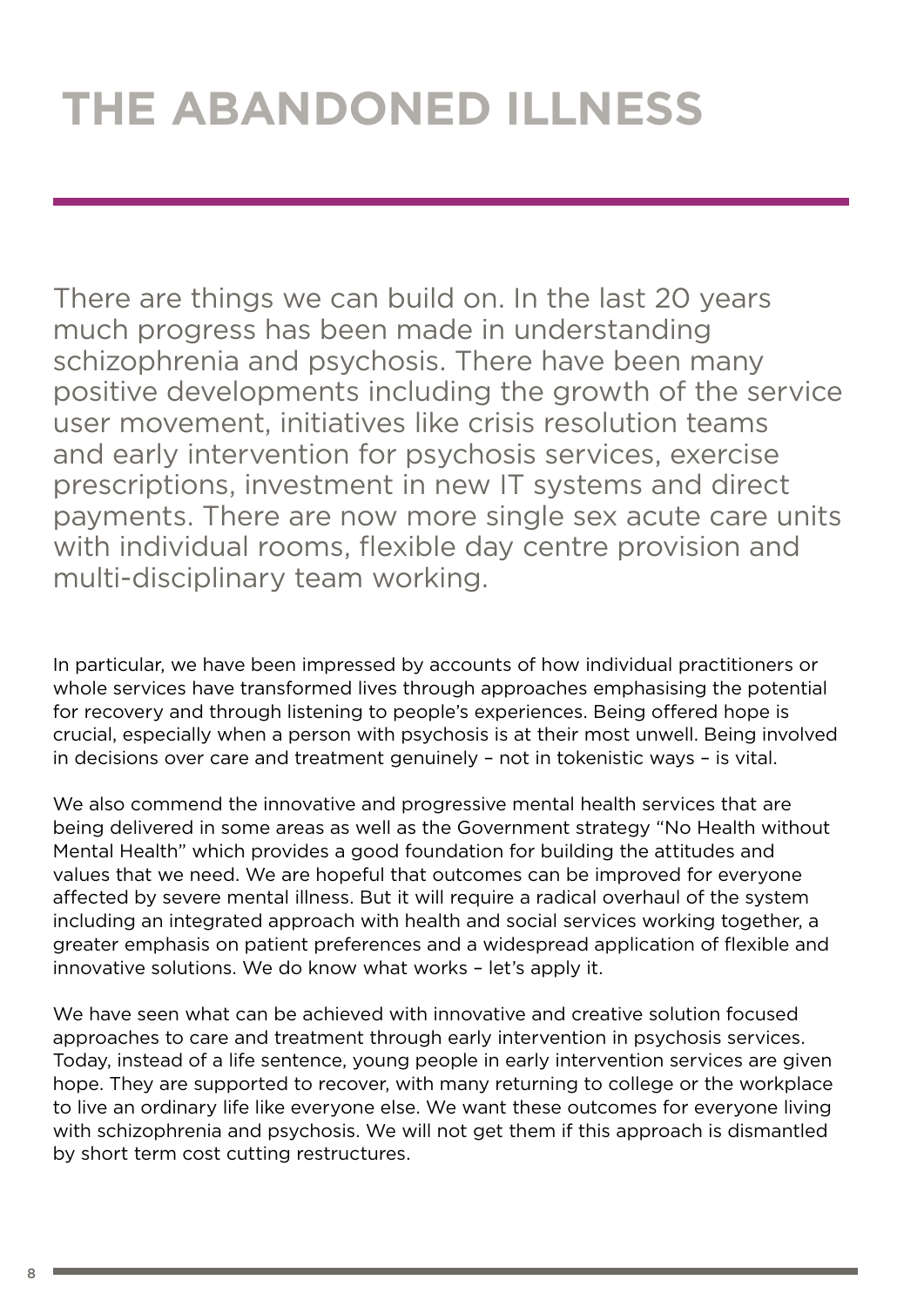# THE ABANDONED ILLNESS

There are things we can build on. In the last 20 years much progress has been made in understanding schizophrenia and psychosis. There have been many positive developments including the growth of the service user movement, initiatives like crisis resolution teams and early intervention for psychosis services, exercise prescriptions, investment in new IT systems and direct payments. There are now more single sex acute care units with individual rooms, flexible day centre provision and multi-disciplinary team working.

In particular, we have been impressed by accounts of how individual practitioners or whole services have transformed lives through approaches emphasising the potential for recovery and through listening to people's experiences. Being offered hope is crucial, especially when a person with psychosis is at their most unwell. Being involved in decisions over care and treatment genuinely – not in tokenistic ways – is vital.

We also commend the innovative and progressive mental health services that are being delivered in some areas as well as the Government strategy "No Health without Mental Health" which provides a good foundation for building the attitudes and values that we need. We are hopeful that outcomes can be improved for everyone affected by severe mental illness. But it will require a radical overhaul of the system including an integrated approach with health and social services working together, a greater emphasis on patient preferences and a widespread application of flexible and innovative solutions. We do know what works – let's apply it.

We have seen what can be achieved with innovative and creative solution focused approaches to care and treatment through early intervention in psychosis services. Today, instead of a life sentence, young people in early intervention services are given hope. They are supported to recover, with many returning to college or the workplace to live an ordinary life like everyone else. We want these outcomes for everyone living with schizophrenia and psychosis. We will not get them if this approach is dismantled by short term cost cutting restructures.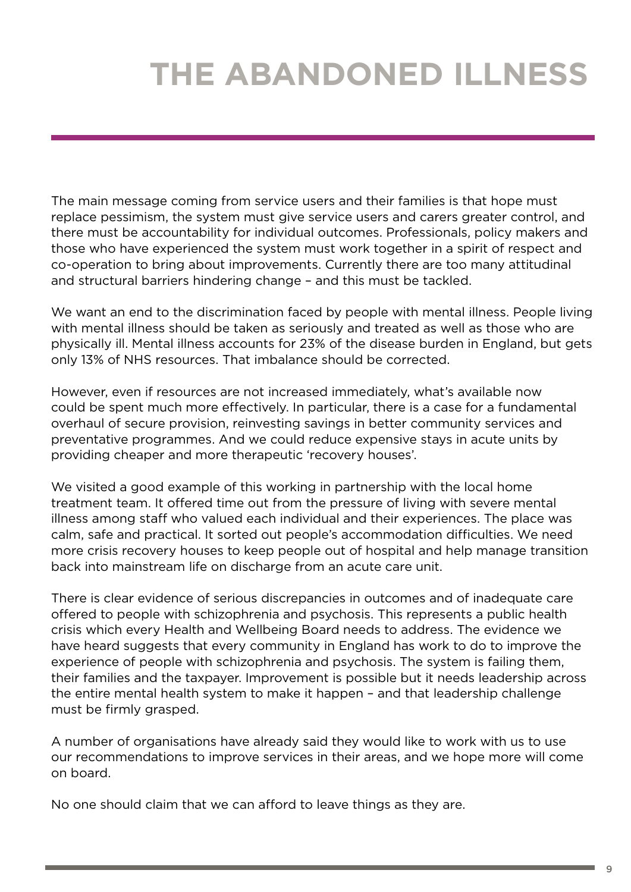# THE ABANDONED ILLNESS

The main message coming from service users and their families is that hope must replace pessimism, the system must give service users and carers greater control, and there must be accountability for individual outcomes. Professionals, policy makers and those who have experienced the system must work together in a spirit of respect and co-operation to bring about improvements. Currently there are too many attitudinal and structural barriers hindering change – and this must be tackled.

We want an end to the discrimination faced by people with mental illness. People living with mental illness should be taken as seriously and treated as well as those who are physically ill. Mental illness accounts for 23% of the disease burden in England, but gets only 13% of NHS resources. That imbalance should be corrected.

However, even if resources are not increased immediately, what's available now could be spent much more effectively. In particular, there is a case for a fundamental overhaul of secure provision, reinvesting savings in better community services and preventative programmes. And we could reduce expensive stays in acute units by providing cheaper and more therapeutic 'recovery houses'.

We visited a good example of this working in partnership with the local home treatment team. It offered time out from the pressure of living with severe mental illness among staff who valued each individual and their experiences. The place was calm, safe and practical. It sorted out people's accommodation difficulties. We need more crisis recovery houses to keep people out of hospital and help manage transition back into mainstream life on discharge from an acute care unit.

There is clear evidence of serious discrepancies in outcomes and of inadequate care offered to people with schizophrenia and psychosis. This represents a public health crisis which every Health and Wellbeing Board needs to address. The evidence we have heard suggests that every community in England has work to do to improve the experience of people with schizophrenia and psychosis. The system is failing them, their families and the taxpayer. Improvement is possible but it needs leadership across the entire mental health system to make it happen – and that leadership challenge must be firmly grasped.

A number of organisations have already said they would like to work with us to use our recommendations to improve services in their areas, and we hope more will come on board.

No one should claim that we can afford to leave things as they are.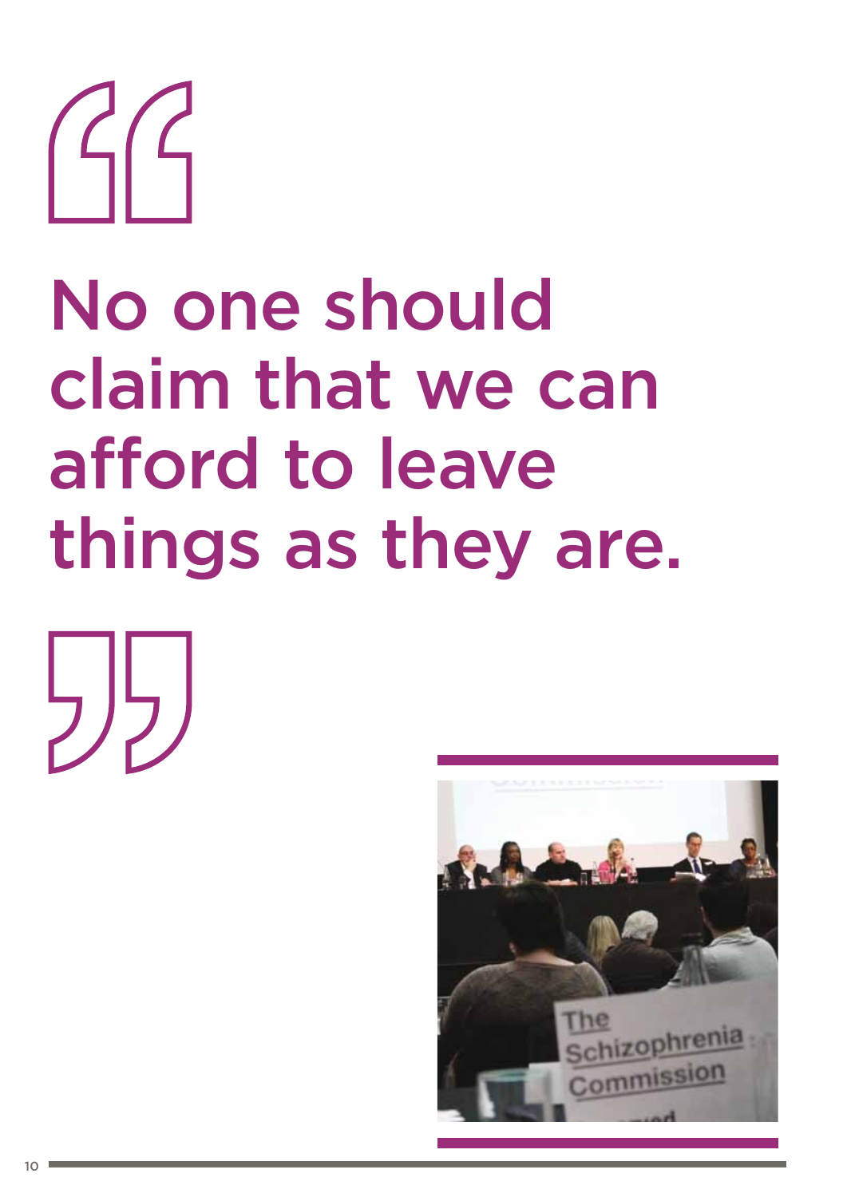> No one should claim that we can afford to leave things as they are.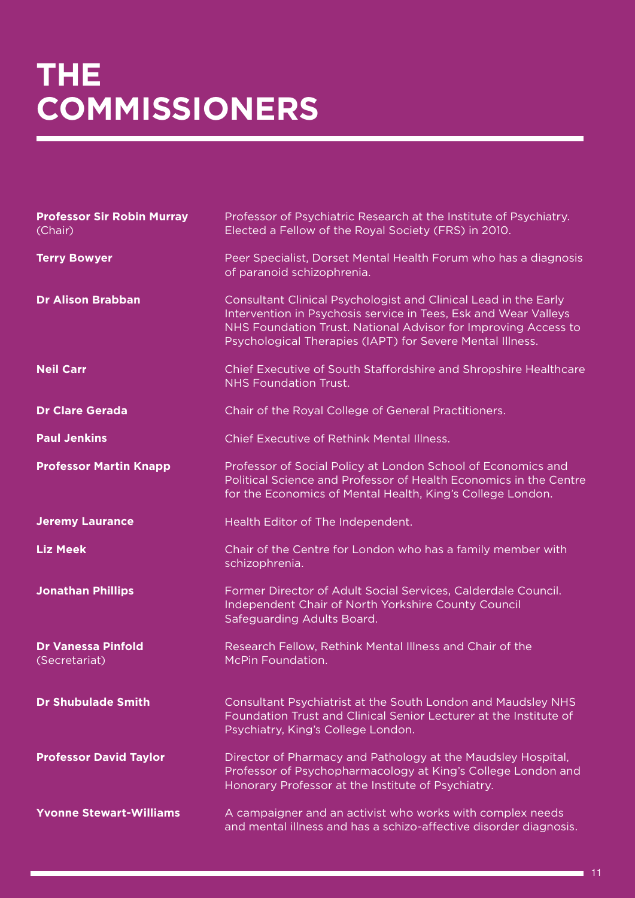# THE COMMISSIONERS

| | |
|---|---|
| **Professor Sir Robin Murray** (Chair) | Professor of Psychiatric Research at the Institute of Psychiatry. Elected a Fellow of the Royal Society (FRS) in 2010. |
| **Terry Bowyer** | Peer Specialist, Dorset Mental Health Forum who has a diagnosis of paranoid schizophrenia. |
| **Dr Alison Brabban** | Consultant Clinical Psychologist and Clinical Lead in the Early Intervention in Psychosis service in Tees, Esk and Wear Valleys NHS Foundation Trust. National Advisor for Improving Access to Psychological Therapies (IAPT) for Severe Mental Illness. |
| **Neil Carr** | Chief Executive of South Staffordshire and Shropshire Healthcare NHS Foundation Trust. |
| **Dr Clare Gerada** | Chair of the Royal College of General Practitioners. |
| **Paul Jenkins** | Chief Executive of Rethink Mental Illness. |
| **Professor Martin Knapp** | Professor of Social Policy at London School of Economics and Political Science and Professor of Health Economics in the Centre for the Economics of Mental Health, King's College London. |
| **Jeremy Laurance** | Health Editor of The Independent. |
| **Liz Meek** | Chair of the Centre for London who has a family member with schizophrenia. |
| **Jonathan Phillips** | Former Director of Adult Social Services, Calderdale Council. Independent Chair of North Yorkshire County Council Safeguarding Adults Board. |
| **Dr Vanessa Pinfold** (Secretariat) | Research Fellow, Rethink Mental Illness and Chair of the McPin Foundation. |
| **Dr Shubulade Smith** | Consultant Psychiatrist at the South London and Maudsley NHS Foundation Trust and Clinical Senior Lecturer at the Institute of Psychiatry, King's College London. |
| **Professor David Taylor** | Director of Pharmacy and Pathology at the Maudsley Hospital, Professor of Psychopharmacology at King's College London and Honorary Professor at the Institute of Psychiatry. |
| **Yvonne Stewart-Williams** | A campaigner and an activist who works with complex needs and mental illness and has a schizo-affective disorder diagnosis. |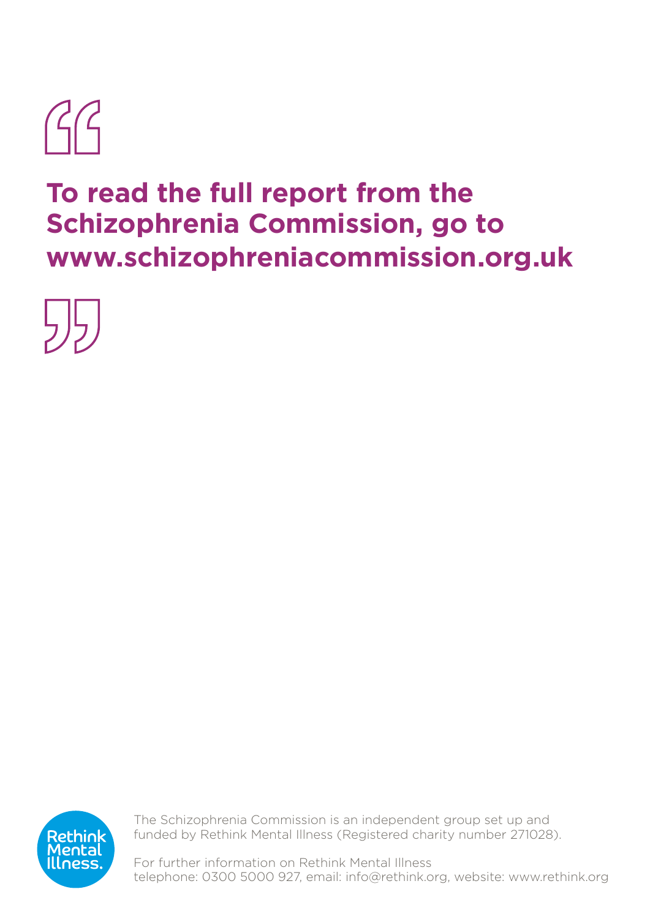**To read the full report from the Schizophrenia Commission, go to www.schizophreniacommission.org.uk**

Rethink Mental Illness.

The Schizophrenia Commission is an independent group set up and funded by Rethink Mental Illness (Registered charity number 271028).

For further information on Rethink Mental Illness telephone: 0300 5000 927, email: info@rethink.org, website: www.rethink.org